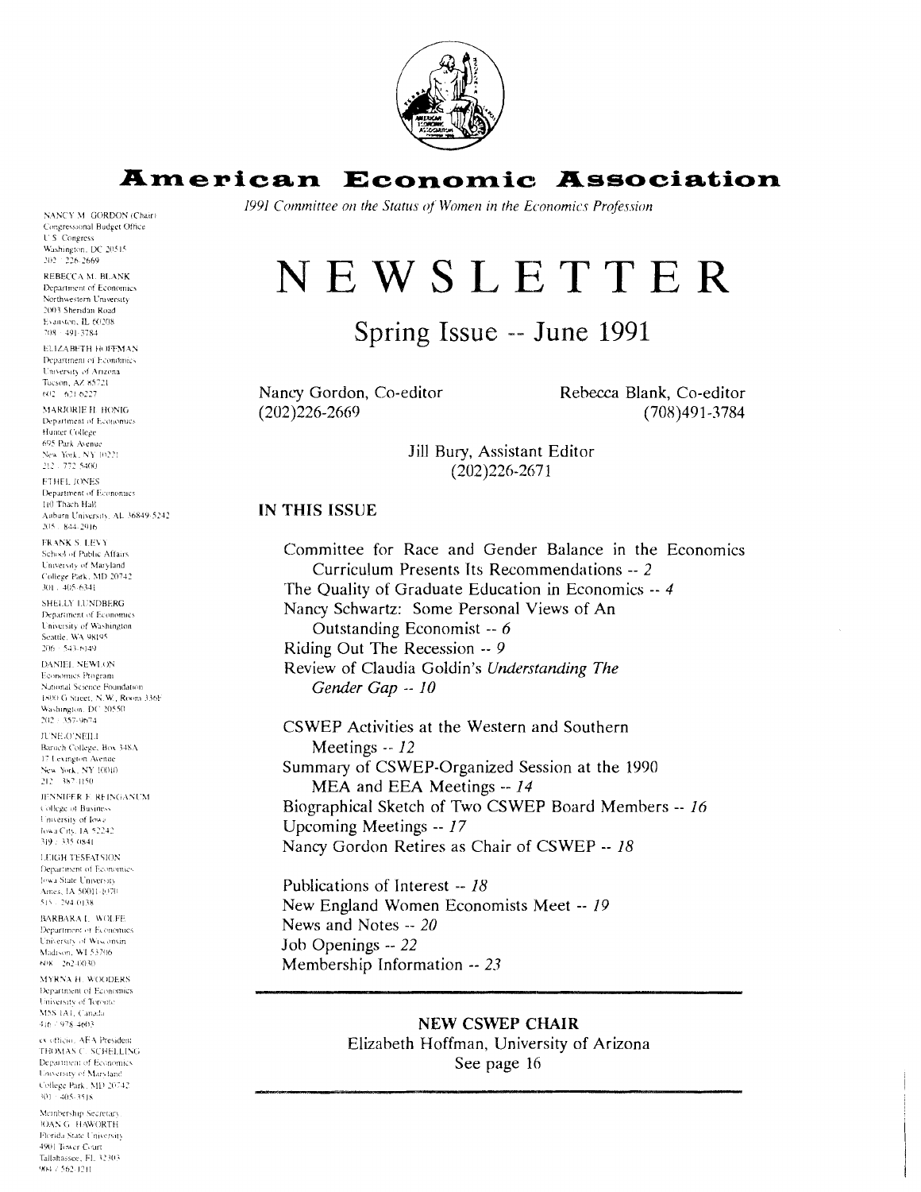# American Economic Association

*1991 Committee on the Status of Women in the Economics Profession*

NANCY M. GORDON (Chair)
Congressional Budget Office
U.S. Congress
Washington, DC 20515
202/226-2669

REBECCA M. BLANK
Department of Economics
Northwestern University
2003 Sheridan Road
Evanston, IL 60208
708/491-3784

ELIZABETH HOFFMAN
Department of Economics
University of Arizona
Tucson, AZ 85721
602/621-6227

MARJORIE H. HONIG
Department of Economics
Hunter College
695 Park Avenue
New York, NY 10021
212/772-5400

ETHEL JONES
Department of Economics
110 Thach Hall
Auburn University, AL 36849-5242
205/844-2916

FRANK S. LEVY
School of Public Affairs
University of Maryland
College Park, MD 20742
301/405-6341

SHELLY LUNDBERG
Department of Economics
University of Washington
Seattle, WA 98195
206/543-6149

DANIEL NEWLON
Economics Program
National Science Foundation
1800 G Street, N.W., Room 336E
Washington, DC 20550
202/357-9674

JUNE O'NEILL
Baruch College, Box 348A
17 Lexington Avenue
New York, NY 10010
212/387-1150

JENNIFER F. REINGANUM
College of Business
University of Iowa
Iowa City, IA 52242
319/335-0841

LEIGH TESFATSION
Department of Economics
Iowa State University
Ames, IA 50011-1070
515/294-0138

BARBARA L. WOLFE
Department of Economics
University of Wisconsin
Madison, WI 53706
608/262-0030

MYRNA H. WOODERS
Department of Economics
University of Toronto
M5S 1A1, Canada
416/978-4603

ex officio, AEA President
THOMAS C. SCHELLING
Department of Economics
University of Maryland
College Park, MD 20742
301/405-3518

Membership Secretary
JOAN G. HAWORTH
Florida State University
4901 Tower Court
Tallahassee, FL 32303
904/562-1211

# NEWSLETTER

## Spring Issue -- June 1991

Nancy Gordon, Co-editor
(202)226-2669

Rebecca Blank, Co-editor
(708)491-3784

Jill Bury, Assistant Editor
(202)226-2671

### IN THIS ISSUE

Committee for Race and Gender Balance in the Economics Curriculum Presents Its Recommendations -- *2*
The Quality of Graduate Education in Economics -- *4*
Nancy Schwartz: Some Personal Views of An Outstanding Economist -- *6*
Riding Out The Recession -- *9*
Review of Claudia Goldin's *Understanding The Gender Gap* -- *10*

CSWEP Activities at the Western and Southern Meetings -- *12*
Summary of CSWEP-Organized Session at the 1990 MEA and EEA Meetings -- *14*
Biographical Sketch of Two CSWEP Board Members -- *16*
Upcoming Meetings -- *17*
Nancy Gordon Retires as Chair of CSWEP -- *18*

Publications of Interest -- *18*
New England Women Economists Meet -- *19*
News and Notes -- *20*
Job Openings -- *22*
Membership Information -- *23*

---

**NEW CSWEP CHAIR**
Elizabeth Hoffman, University of Arizona
See page 16

---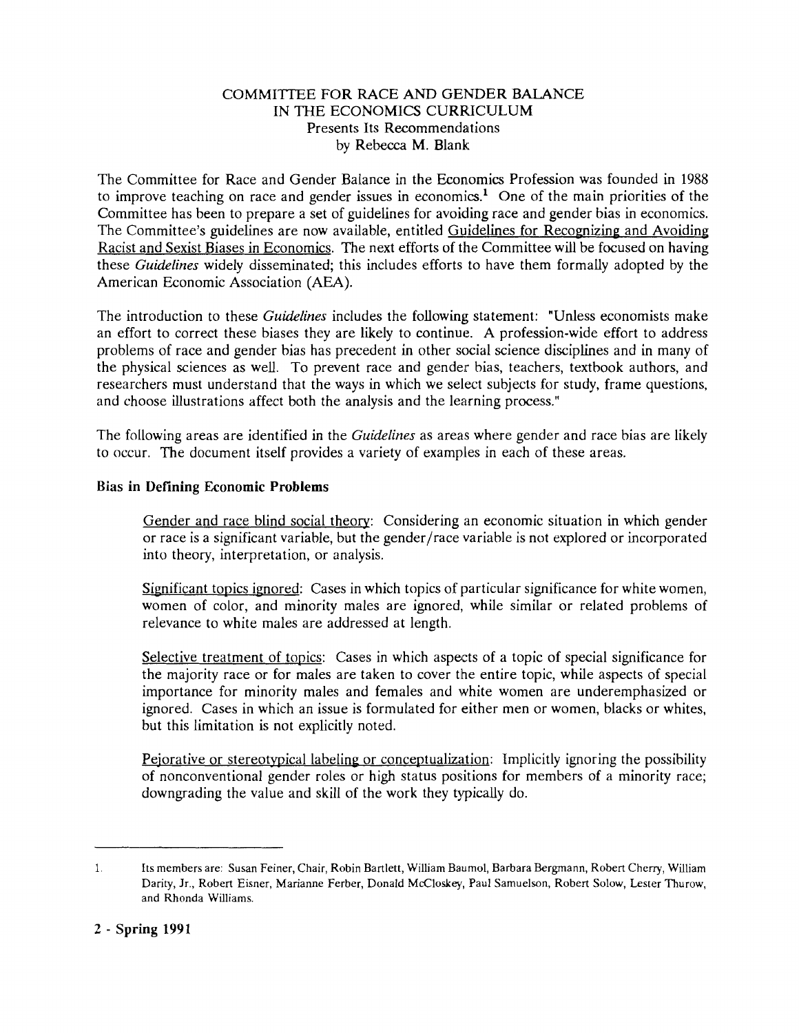# COMMITTEE FOR RACE AND GENDER BALANCE IN THE ECONOMICS CURRICULUM
## Presents Its Recommendations
### by Rebecca M. Blank

The Committee for Race and Gender Balance in the Economics Profession was founded in 1988 to improve teaching on race and gender issues in economics.[1] One of the main priorities of the Committee has been to prepare a set of guidelines for avoiding race and gender bias in economics. The Committee's guidelines are now available, entitled Guidelines for Recognizing and Avoiding Racist and Sexist Biases in Economics. The next efforts of the Committee will be focused on having these *Guidelines* widely disseminated; this includes efforts to have them formally adopted by the American Economic Association (AEA).

The introduction to these *Guidelines* includes the following statement: "Unless economists make an effort to correct these biases they are likely to continue. A profession-wide effort to address problems of race and gender bias has precedent in other social science disciplines and in many of the physical sciences as well. To prevent race and gender bias, teachers, textbook authors, and researchers must understand that the ways in which we select subjects for study, frame questions, and choose illustrations affect both the analysis and the learning process."

The following areas are identified in the *Guidelines* as areas where gender and race bias are likely to occur. The document itself provides a variety of examples in each of these areas.

**Bias in Defining Economic Problems**

Gender and race blind social theory: Considering an economic situation in which gender or race is a significant variable, but the gender/race variable is not explored or incorporated into theory, interpretation, or analysis.

Significant topics ignored: Cases in which topics of particular significance for white women, women of color, and minority males are ignored, while similar or related problems of relevance to white males are addressed at length.

Selective treatment of topics: Cases in which aspects of a topic of special significance for the majority race or for males are taken to cover the entire topic, while aspects of special importance for minority males and females and white women are underemphasized or ignored. Cases in which an issue is formulated for either men or women, blacks or whites, but this limitation is not explicitly noted.

Pejorative or stereotypical labeling or conceptualization: Implicitly ignoring the possibility of nonconventional gender roles or high status positions for members of a minority race; downgrading the value and skill of the work they typically do.

---

1. Its members are: Susan Feiner, Chair, Robin Bartlett, William Baumol, Barbara Bergmann, Robert Cherry, William Darity, Jr., Robert Eisner, Marianne Ferber, Donald McCloskey, Paul Samuelson, Robert Solow, Lester Thurow, and Rhonda Williams.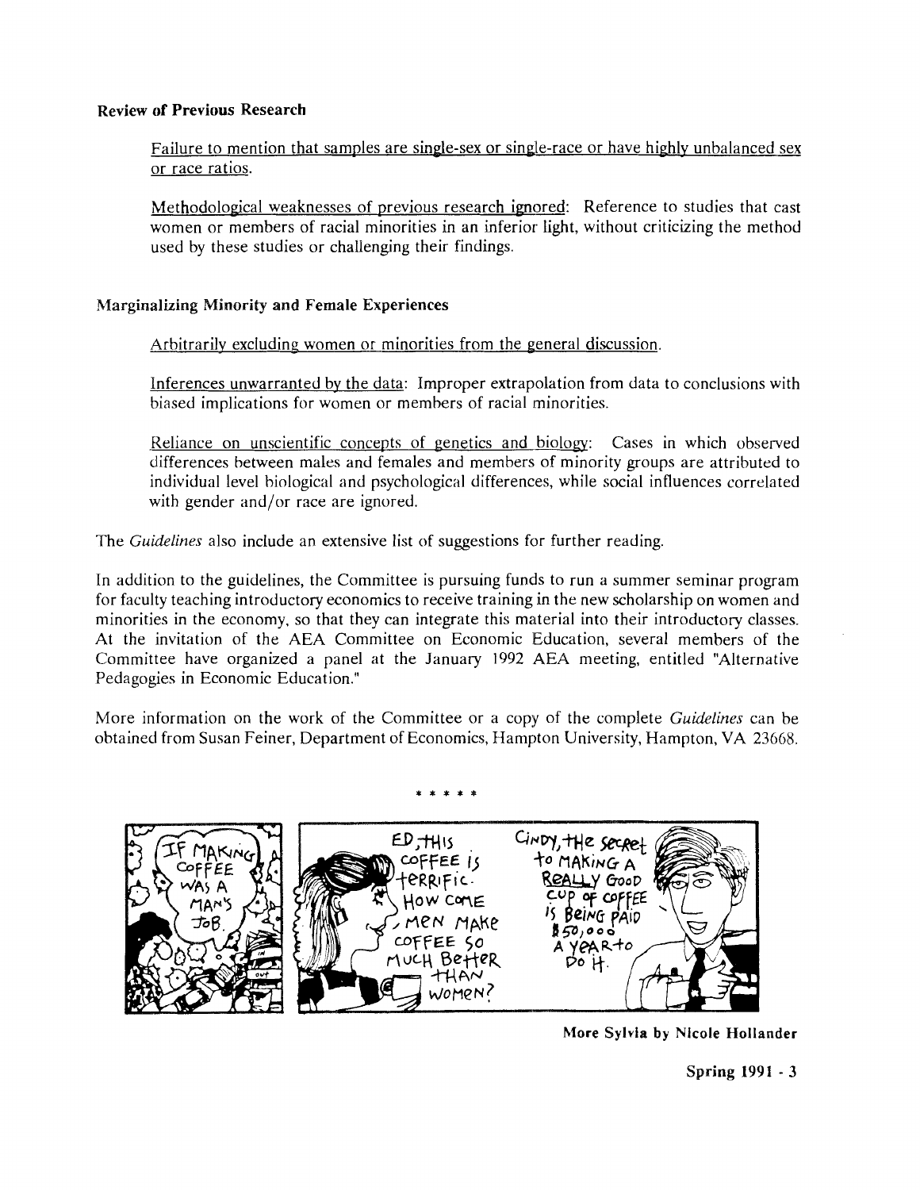### Review of Previous Research

Failure to mention that samples are single-sex or single-race or have highly unbalanced sex or race ratios.

Methodological weaknesses of previous research ignored: Reference to studies that cast women or members of racial minorities in an inferior light, without criticizing the method used by these studies or challenging their findings.

### Marginalizing Minority and Female Experiences

Arbitrarily excluding women or minorities from the general discussion.

Inferences unwarranted by the data: Improper extrapolation from data to conclusions with biased implications for women or members of racial minorities.

Reliance on unscientific concepts of genetics and biology: Cases in which observed differences between males and females and members of minority groups are attributed to individual level biological and psychological differences, while social influences correlated with gender and/or race are ignored.

The *Guidelines* also include an extensive list of suggestions for further reading.

In addition to the guidelines, the Committee is pursuing funds to run a summer seminar program for faculty teaching introductory economics to receive training in the new scholarship on women and minorities in the economy, so that they can integrate this material into their introductory classes. At the invitation of the AEA Committee on Economic Education, several members of the Committee have organized a panel at the January 1992 AEA meeting, entitled "Alternative Pedagogies in Economic Education."

More information on the work of the Committee or a copy of the complete *Guidelines* can be obtained from Susan Feiner, Department of Economics, Hampton University, Hampton, VA 23668.

\* \* \* \* \*

**More Sylvia by Nicole Hollander**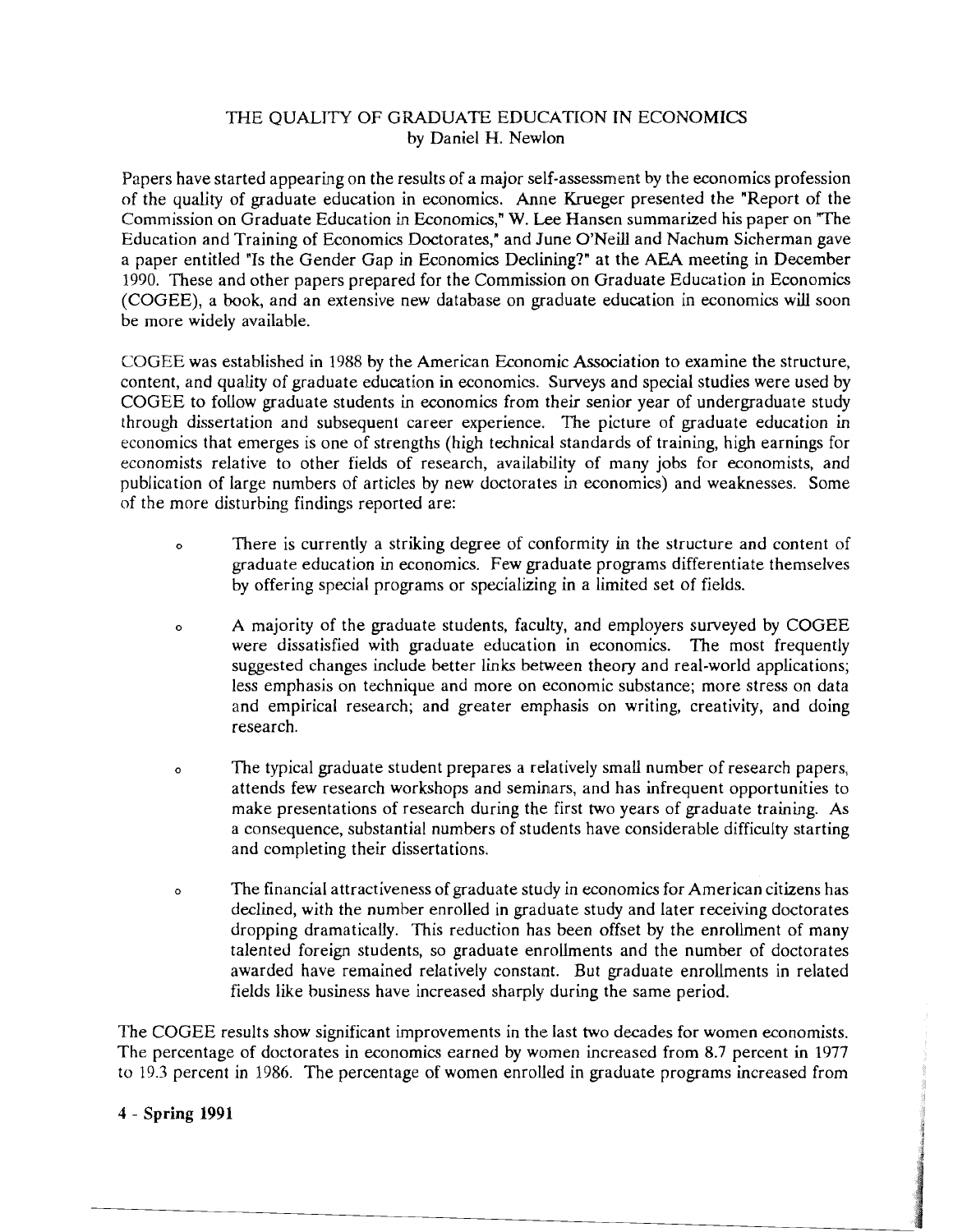# THE QUALITY OF GRADUATE EDUCATION IN ECONOMICS

by Daniel H. Newlon

Papers have started appearing on the results of a major self-assessment by the economics profession of the quality of graduate education in economics. Anne Krueger presented the "Report of the Commission on Graduate Education in Economics," W. Lee Hansen summarized his paper on "The Education and Training of Economics Doctorates," and June O'Neill and Nachum Sicherman gave a paper entitled "Is the Gender Gap in Economics Declining?" at the AEA meeting in December 1990. These and other papers prepared for the Commission on Graduate Education in Economics (COGEE), a book, and an extensive new database on graduate education in economics will soon be more widely available.

COGEE was established in 1988 by the American Economic Association to examine the structure, content, and quality of graduate education in economics. Surveys and special studies were used by COGEE to follow graduate students in economics from their senior year of undergraduate study through dissertation and subsequent career experience. The picture of graduate education in economics that emerges is one of strengths (high technical standards of training, high earnings for economists relative to other fields of research, availability of many jobs for economists, and publication of large numbers of articles by new doctorates in economics) and weaknesses. Some of the more disturbing findings reported are:

- There is currently a striking degree of conformity in the structure and content of graduate education in economics. Few graduate programs differentiate themselves by offering special programs or specializing in a limited set of fields.

- A majority of the graduate students, faculty, and employers surveyed by COGEE were dissatisfied with graduate education in economics. The most frequently suggested changes include better links between theory and real-world applications; less emphasis on technique and more on economic substance; more stress on data and empirical research; and greater emphasis on writing, creativity, and doing research.

- The typical graduate student prepares a relatively small number of research papers, attends few research workshops and seminars, and has infrequent opportunities to make presentations of research during the first two years of graduate training. As a consequence, substantial numbers of students have considerable difficulty starting and completing their dissertations.

- The financial attractiveness of graduate study in economics for American citizens has declined, with the number enrolled in graduate study and later receiving doctorates dropping dramatically. This reduction has been offset by the enrollment of many talented foreign students, so graduate enrollments and the number of doctorates awarded have remained relatively constant. But graduate enrollments in related fields like business have increased sharply during the same period.

The COGEE results show significant improvements in the last two decades for women economists. The percentage of doctorates in economics earned by women increased from 8.7 percent in 1977 to 19.3 percent in 1986. The percentage of women enrolled in graduate programs increased from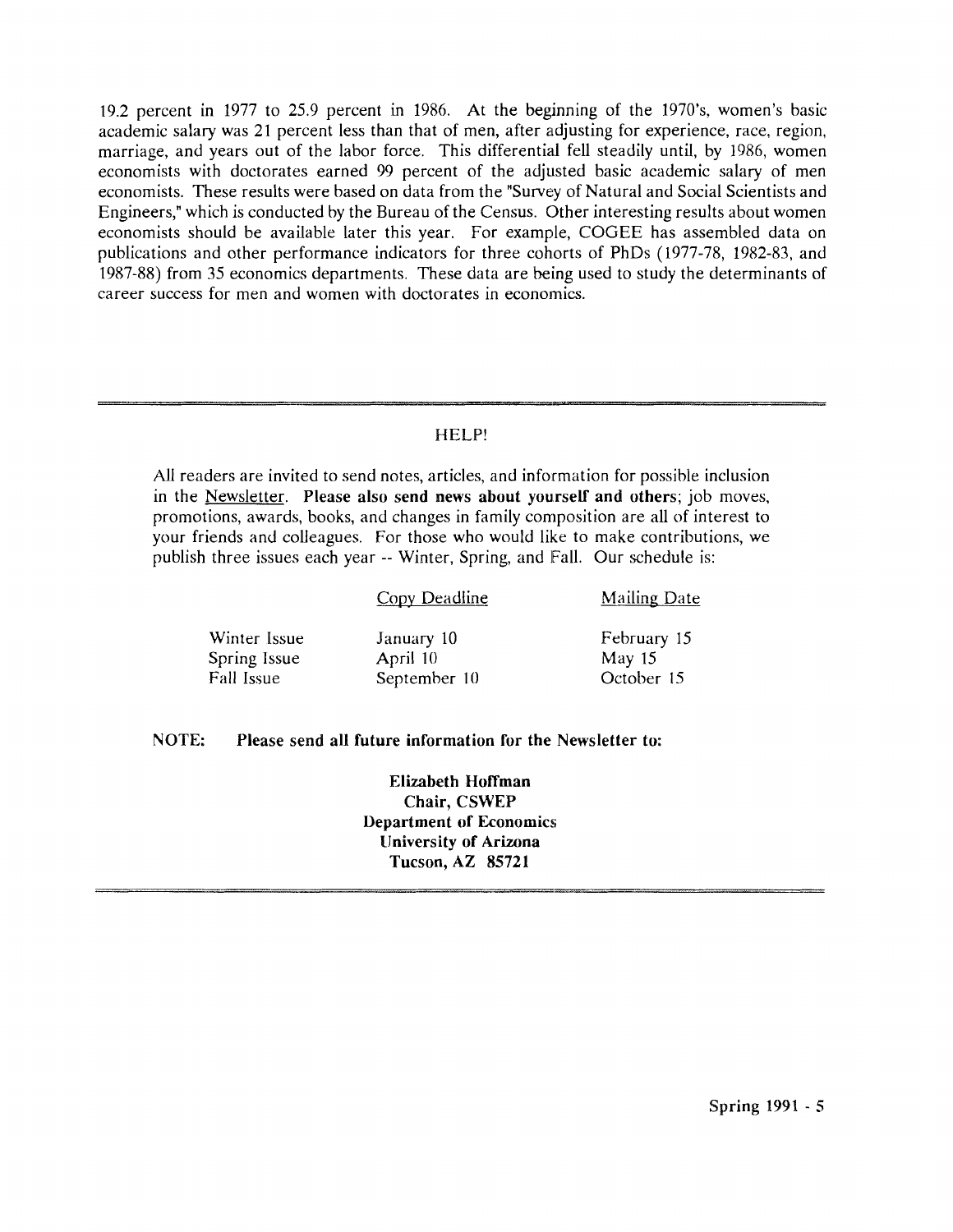19.2 percent in 1977 to 25.9 percent in 1986. At the beginning of the 1970's, women's basic academic salary was 21 percent less than that of men, after adjusting for experience, race, region, marriage, and years out of the labor force. This differential fell steadily until, by 1986, women economists with doctorates earned 99 percent of the adjusted basic academic salary of men economists. These results were based on data from the "Survey of Natural and Social Scientists and Engineers," which is conducted by the Bureau of the Census. Other interesting results about women economists should be available later this year. For example, COGEE has assembled data on publications and other performance indicators for three cohorts of PhDs (1977-78, 1982-83, and 1987-88) from 35 economics departments. These data are being used to study the determinants of career success for men and women with doctorates in economics.

---

## HELP!

All readers are invited to send notes, articles, and information for possible inclusion in the Newsletter. **Please also send news about yourself and others**; job moves, promotions, awards, books, and changes in family composition are all of interest to your friends and colleagues. For those who would like to make contributions, we publish three issues each year -- Winter, Spring, and Fall. Our schedule is:

| | Copy Deadline | Mailing Date |
|---|---|---|
| Winter Issue | January 10 | February 15 |
| Spring Issue | April 10 | May 15 |
| Fall Issue | September 10 | October 15 |

**NOTE: Please send all future information for the Newsletter to:**

**Elizabeth Hoffman**
**Chair, CSWEP**
**Department of Economics**
**University of Arizona**
**Tucson, AZ 85721**

---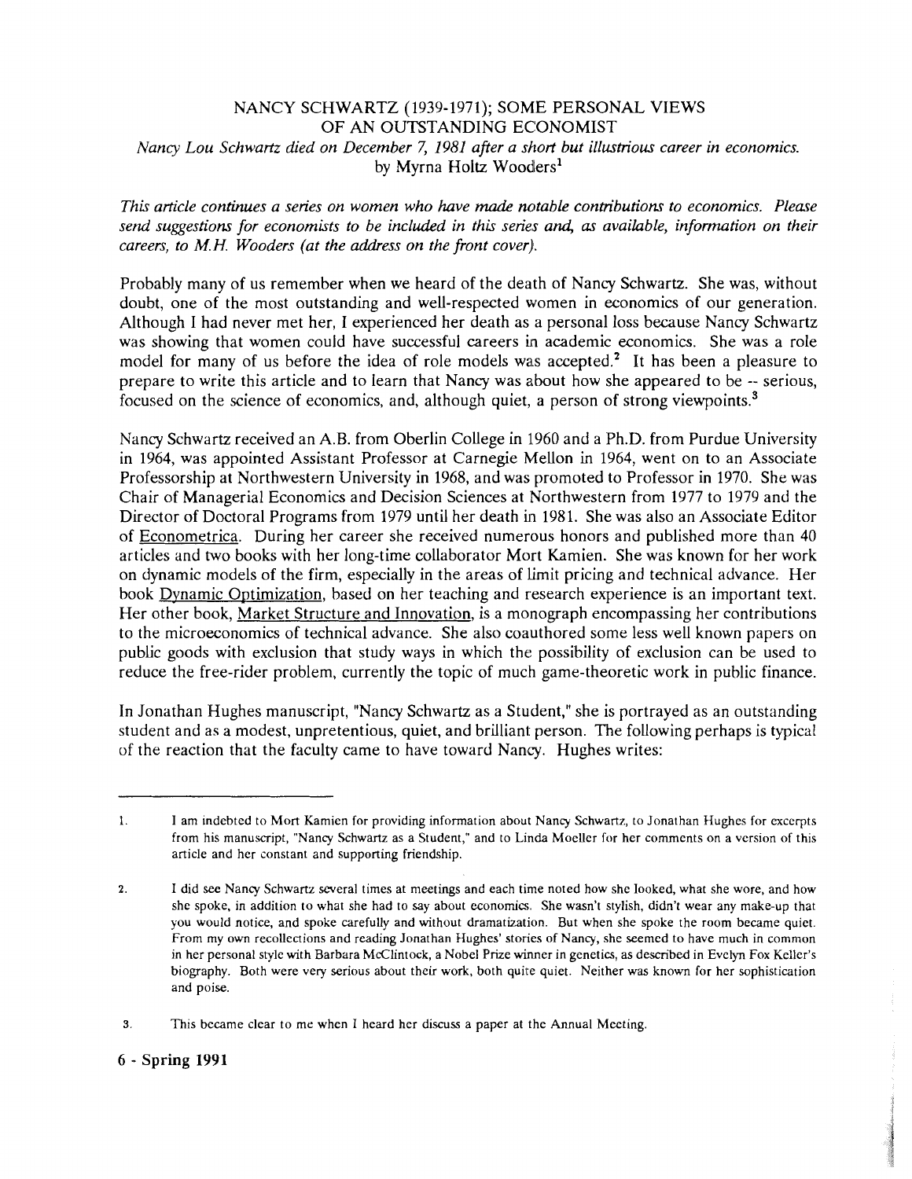# NANCY SCHWARTZ (1939-1971); SOME PERSONAL VIEWS OF AN OUTSTANDING ECONOMIST

*Nancy Lou Schwartz died on December 7, 1981 after a short but illustrious career in economics.*

by Myrna Holtz Wooders[1]

*This article continues a series on women who have made notable contributions to economics. Please send suggestions for economists to be included in this series and, as available, information on their careers, to M.H. Wooders (at the address on the front cover).*

Probably many of us remember when we heard of the death of Nancy Schwartz. She was, without doubt, one of the most outstanding and well-respected women in economics of our generation. Although I had never met her, I experienced her death as a personal loss because Nancy Schwartz was showing that women could have successful careers in academic economics. She was a role model for many of us before the idea of role models was accepted.[2] It has been a pleasure to prepare to write this article and to learn that Nancy was about how she appeared to be -- serious, focused on the science of economics, and, although quiet, a person of strong viewpoints.[3]

Nancy Schwartz received an A.B. from Oberlin College in 1960 and a Ph.D. from Purdue University in 1964, was appointed Assistant Professor at Carnegie Mellon in 1964, went on to an Associate Professorship at Northwestern University in 1968, and was promoted to Professor in 1970. She was Chair of Managerial Economics and Decision Sciences at Northwestern from 1977 to 1979 and the Director of Doctoral Programs from 1979 until her death in 1981. She was also an Associate Editor of Econometrica. During her career she received numerous honors and published more than 40 articles and two books with her long-time collaborator Mort Kamien. She was known for her work on dynamic models of the firm, especially in the areas of limit pricing and technical advance. Her book Dynamic Optimization, based on her teaching and research experience is an important text. Her other book, Market Structure and Innovation, is a monograph encompassing her contributions to the microeconomics of technical advance. She also coauthored some less well known papers on public goods with exclusion that study ways in which the possibility of exclusion can be used to reduce the free-rider problem, currently the topic of much game-theoretic work in public finance.

In Jonathan Hughes manuscript, "Nancy Schwartz as a Student," she is portrayed as an outstanding student and as a modest, unpretentious, quiet, and brilliant person. The following perhaps is typical of the reaction that the faculty came to have toward Nancy. Hughes writes:

---

1. I am indebted to Mort Kamien for providing information about Nancy Schwartz, to Jonathan Hughes for excerpts from his manuscript, "Nancy Schwartz as a Student," and to Linda Moeller for her comments on a version of this article and her constant and supporting friendship.

2. I did see Nancy Schwartz several times at meetings and each time noted how she looked, what she wore, and how she spoke, in addition to what she had to say about economics. She wasn't stylish, didn't wear any make-up that you would notice, and spoke carefully and without dramatization. But when she spoke the room became quiet. From my own recollections and reading Jonathan Hughes' stories of Nancy, she seemed to have much in common in her personal style with Barbara McClintock, a Nobel Prize winner in genetics, as described in Evelyn Fox Keller's biography. Both were very serious about their work, both quite quiet. Neither was known for her sophistication and poise.

3. This became clear to me when I heard her discuss a paper at the Annual Meeting.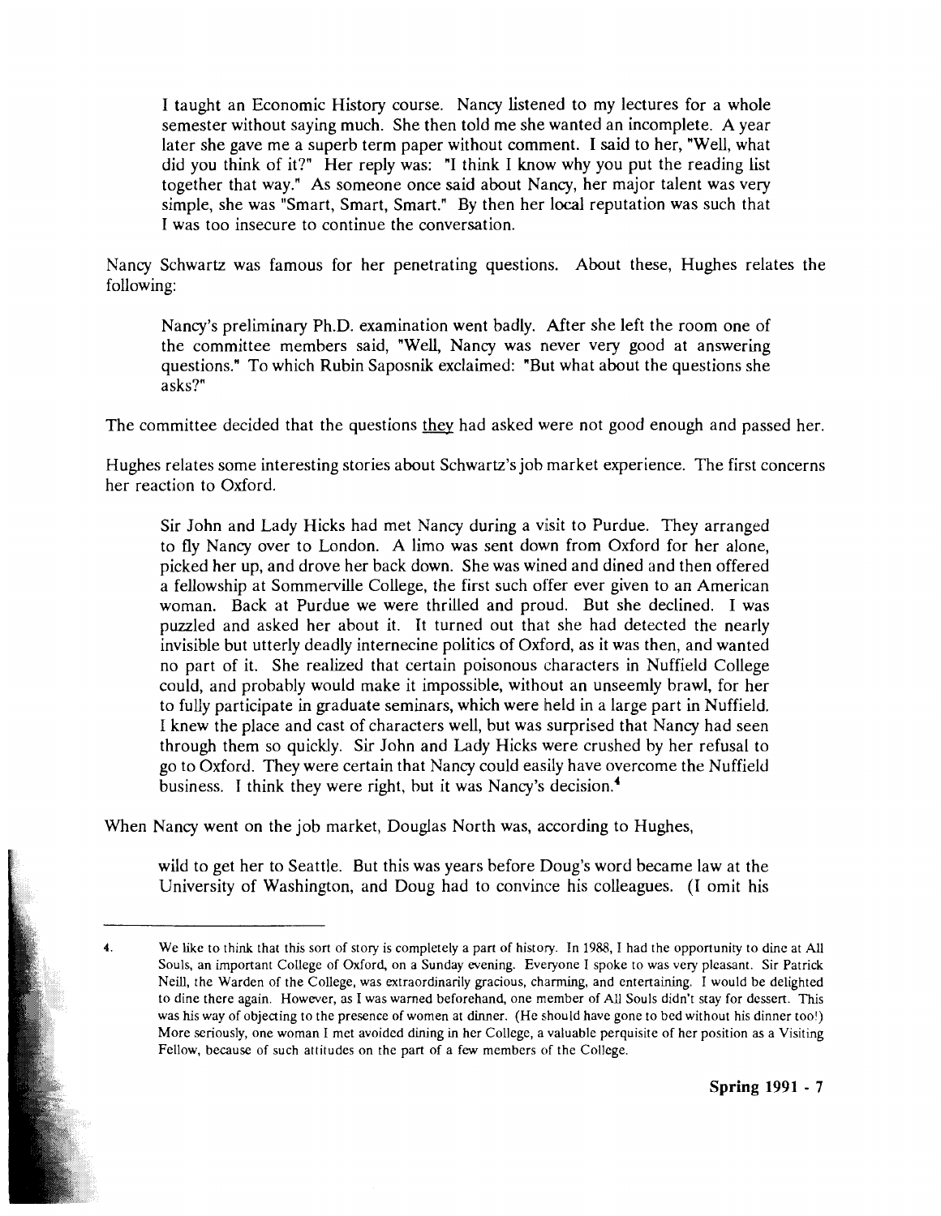> I taught an Economic History course. Nancy listened to my lectures for a whole semester without saying much. She then told me she wanted an incomplete. A year later she gave me a superb term paper without comment. I said to her, "Well, what did you think of it?" Her reply was: "I think I know why you put the reading list together that way." As someone once said about Nancy, her major talent was very simple, she was "Smart, Smart, Smart." By then her local reputation was such that I was too insecure to continue the conversation.

Nancy Schwartz was famous for her penetrating questions. About these, Hughes relates the following:

> Nancy's preliminary Ph.D. examination went badly. After she left the room one of the committee members said, "Well, Nancy was never very good at answering questions." To which Rubin Saposnik exclaimed: "But what about the questions she asks?"

The committee decided that the questions <u>they</u> had asked were not good enough and passed her.

Hughes relates some interesting stories about Schwartz's job market experience. The first concerns her reaction to Oxford.

> Sir John and Lady Hicks had met Nancy during a visit to Purdue. They arranged to fly Nancy over to London. A limo was sent down from Oxford for her alone, picked her up, and drove her back down. She was wined and dined and then offered a fellowship at Sommerville College, the first such offer ever given to an American woman. Back at Purdue we were thrilled and proud. But she declined. I was puzzled and asked her about it. It turned out that she had detected the nearly invisible but utterly deadly internecine politics of Oxford, as it was then, and wanted no part of it. She realized that certain poisonous characters in Nuffield College could, and probably would make it impossible, without an unseemly brawl, for her to fully participate in graduate seminars, which were held in a large part in Nuffield. I knew the place and cast of characters well, but was surprised that Nancy had seen through them so quickly. Sir John and Lady Hicks were crushed by her refusal to go to Oxford. They were certain that Nancy could easily have overcome the Nuffield business. I think they were right, but it was Nancy's decision.[4]

When Nancy went on the job market, Douglas North was, according to Hughes,

> wild to get her to Seattle. But this was years before Doug's word became law at the University of Washington, and Doug had to convince his colleagues. (I omit his

---

4. We like to think that this sort of story is completely a part of history. In 1988, I had the opportunity to dine at All Souls, an important College of Oxford, on a Sunday evening. Everyone I spoke to was very pleasant. Sir Patrick Neill, the Warden of the College, was extraordinarily gracious, charming, and entertaining. I would be delighted to dine there again. However, as I was warned beforehand, one member of All Souls didn't stay for dessert. This was his way of objecting to the presence of women at dinner. (He should have gone to bed without his dinner too!) More seriously, one woman I met avoided dining in her College, a valuable perquisite of her position as a Visiting Fellow, because of such attitudes on the part of a few members of the College.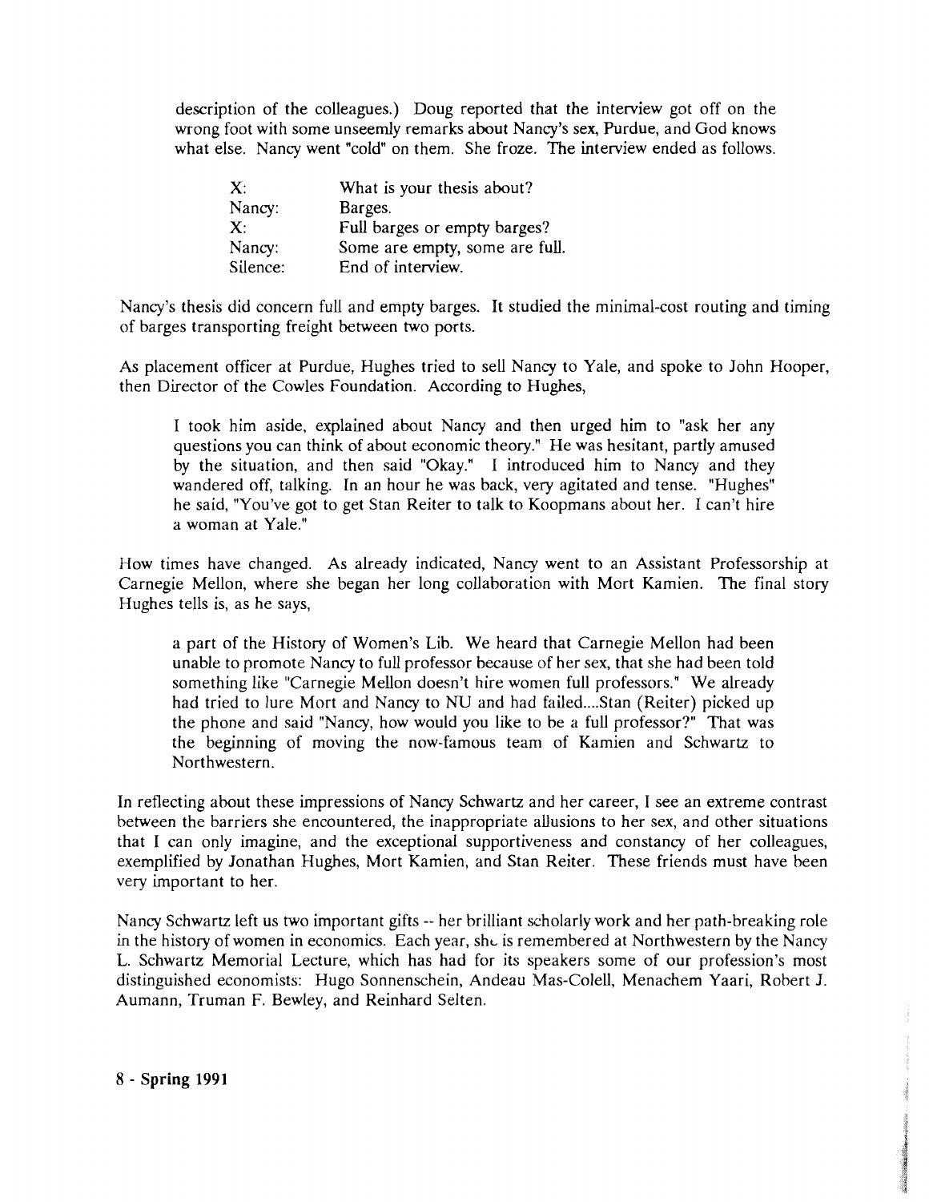description of the colleagues.) Doug reported that the interview got off on the wrong foot with some unseemly remarks about Nancy's sex, Purdue, and God knows what else. Nancy went "cold" on them. She froze. The interview ended as follows.

> X: What is your thesis about?
> Nancy: Barges.
> X: Full barges or empty barges?
> Nancy: Some are empty, some are full.
> Silence: End of interview.

Nancy's thesis did concern full and empty barges. It studied the minimal-cost routing and timing of barges transporting freight between two ports.

As placement officer at Purdue, Hughes tried to sell Nancy to Yale, and spoke to John Hooper, then Director of the Cowles Foundation. According to Hughes,

> I took him aside, explained about Nancy and then urged him to "ask her any questions you can think of about economic theory." He was hesitant, partly amused by the situation, and then said "Okay." I introduced him to Nancy and they wandered off, talking. In an hour he was back, very agitated and tense. "Hughes" he said, "You've got to get Stan Reiter to talk to Koopmans about her. I can't hire a woman at Yale."

How times have changed. As already indicated, Nancy went to an Assistant Professorship at Carnegie Mellon, where she began her long collaboration with Mort Kamien. The final story Hughes tells is, as he says,

> a part of the History of Women's Lib. We heard that Carnegie Mellon had been unable to promote Nancy to full professor because of her sex, that she had been told something like "Carnegie Mellon doesn't hire women full professors." We already had tried to lure Mort and Nancy to NU and had failed....Stan (Reiter) picked up the phone and said "Nancy, how would you like to be a full professor?" That was the beginning of moving the now-famous team of Kamien and Schwartz to Northwestern.

In reflecting about these impressions of Nancy Schwartz and her career, I see an extreme contrast between the barriers she encountered, the inappropriate allusions to her sex, and other situations that I can only imagine, and the exceptional supportiveness and constancy of her colleagues, exemplified by Jonathan Hughes, Mort Kamien, and Stan Reiter. These friends must have been very important to her.

Nancy Schwartz left us two important gifts -- her brilliant scholarly work and her path-breaking role in the history of women in economics. Each year, she is remembered at Northwestern by the Nancy L. Schwartz Memorial Lecture, which has had for its speakers some of our profession's most distinguished economists: Hugo Sonnenschein, Andeau Mas-Colell, Menachem Yaari, Robert J. Aumann, Truman F. Bewley, and Reinhard Selten.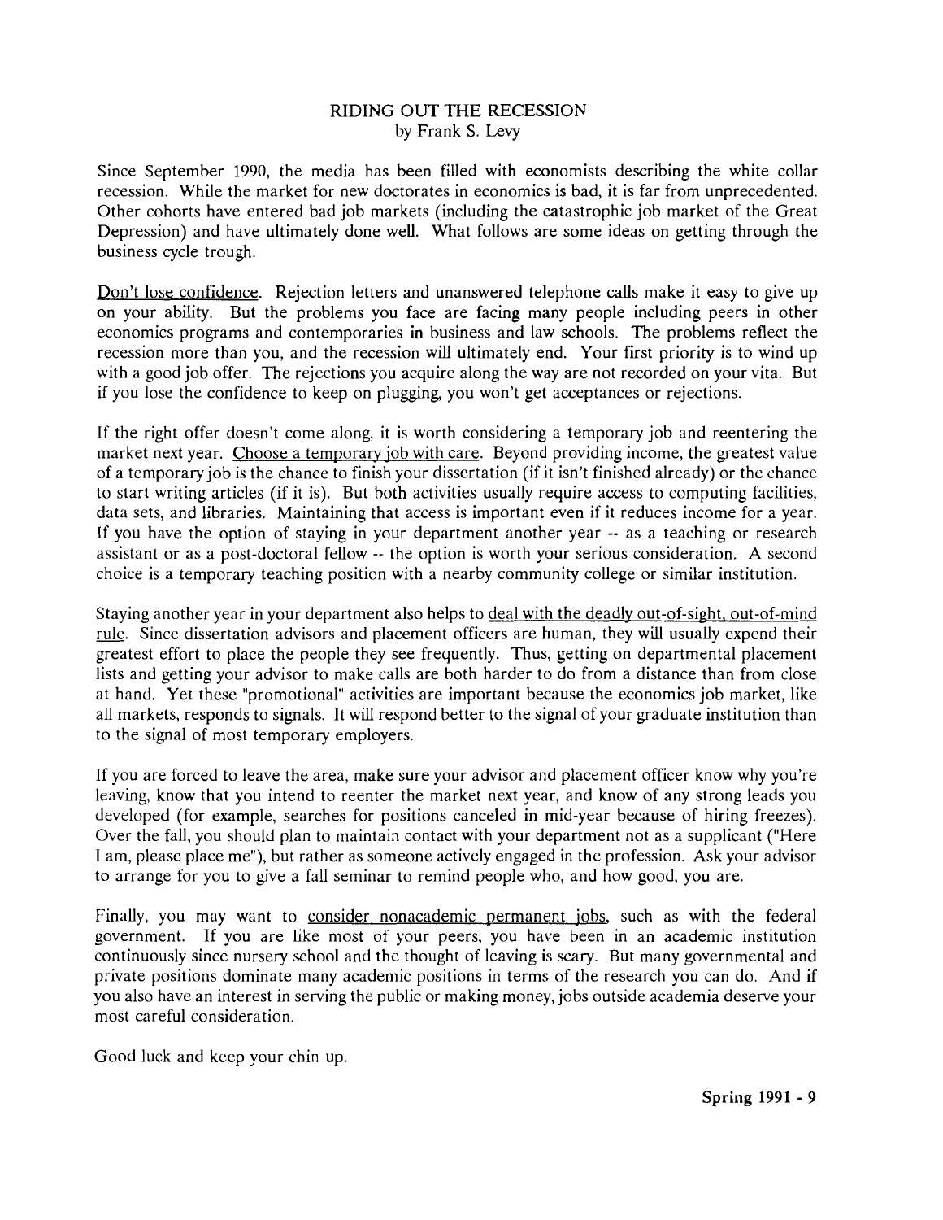# RIDING OUT THE RECESSION

by Frank S. Levy

Since September 1990, the media has been filled with economists describing the white collar recession. While the market for new doctorates in economics is bad, it is far from unprecedented. Other cohorts have entered bad job markets (including the catastrophic job market of the Great Depression) and have ultimately done well. What follows are some ideas on getting through the business cycle trough.

Don't lose confidence. Rejection letters and unanswered telephone calls make it easy to give up on your ability. But the problems you face are facing many people including peers in other economics programs and contemporaries in business and law schools. The problems reflect the recession more than you, and the recession will ultimately end. Your first priority is to wind up with a good job offer. The rejections you acquire along the way are not recorded on your vita. But if you lose the confidence to keep on plugging, you won't get acceptances or rejections.

If the right offer doesn't come along, it is worth considering a temporary job and reentering the market next year. Choose a temporary job with care. Beyond providing income, the greatest value of a temporary job is the chance to finish your dissertation (if it isn't finished already) or the chance to start writing articles (if it is). But both activities usually require access to computing facilities, data sets, and libraries. Maintaining that access is important even if it reduces income for a year. If you have the option of staying in your department another year -- as a teaching or research assistant or as a post-doctoral fellow -- the option is worth your serious consideration. A second choice is a temporary teaching position with a nearby community college or similar institution.

Staying another year in your department also helps to deal with the deadly out-of-sight, out-of-mind rule. Since dissertation advisors and placement officers are human, they will usually expend their greatest effort to place the people they see frequently. Thus, getting on departmental placement lists and getting your advisor to make calls are both harder to do from a distance than from close at hand. Yet these "promotional" activities are important because the economics job market, like all markets, responds to signals. It will respond better to the signal of your graduate institution than to the signal of most temporary employers.

If you are forced to leave the area, make sure your advisor and placement officer know why you're leaving, know that you intend to reenter the market next year, and know of any strong leads you developed (for example, searches for positions canceled in mid-year because of hiring freezes). Over the fall, you should plan to maintain contact with your department not as a supplicant ("Here I am, please place me"), but rather as someone actively engaged in the profession. Ask your advisor to arrange for you to give a fall seminar to remind people who, and how good, you are.

Finally, you may want to consider nonacademic permanent jobs, such as with the federal government. If you are like most of your peers, you have been in an academic institution continuously since nursery school and the thought of leaving is scary. But many governmental and private positions dominate many academic positions in terms of the research you can do. And if you also have an interest in serving the public or making money, jobs outside academia deserve your most careful consideration.

Good luck and keep your chin up.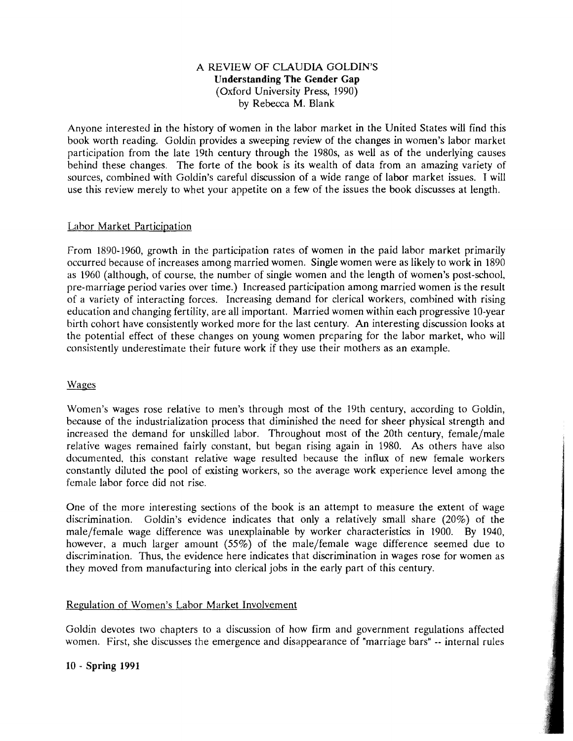A REVIEW OF CLAUDIA GOLDIN'S
**Understanding The Gender Gap**
(Oxford University Press, 1990)
by Rebecca M. Blank

Anyone interested in the history of women in the labor market in the United States will find this book worth reading. Goldin provides a sweeping review of the changes in women's labor market participation from the late 19th century through the 1980s, as well as of the underlying causes behind these changes. The forte of the book is its wealth of data from an amazing variety of sources, combined with Goldin's careful discussion of a wide range of labor market issues. I will use this review merely to whet your appetite on a few of the issues the book discusses at length.

## Labor Market Participation

From 1890-1960, growth in the participation rates of women in the paid labor market primarily occurred because of increases among married women. Single women were as likely to work in 1890 as 1960 (although, of course, the number of single women and the length of women's post-school, pre-marriage period varies over time.) Increased participation among married women is the result of a variety of interacting forces. Increasing demand for clerical workers, combined with rising education and changing fertility, are all important. Married women within each progressive 10-year birth cohort have consistently worked more for the last century. An interesting discussion looks at the potential effect of these changes on young women preparing for the labor market, who will consistently underestimate their future work if they use their mothers as an example.

## Wages

Women's wages rose relative to men's through most of the 19th century, according to Goldin, because of the industrialization process that diminished the need for sheer physical strength and increased the demand for unskilled labor. Throughout most of the 20th century, female/male relative wages remained fairly constant, but began rising again in 1980. As others have also documented, this constant relative wage resulted because the influx of new female workers constantly diluted the pool of existing workers, so the average work experience level among the female labor force did not rise.

One of the more interesting sections of the book is an attempt to measure the extent of wage discrimination. Goldin's evidence indicates that only a relatively small share (20%) of the male/female wage difference was unexplainable by worker characteristics in 1900. By 1940, however, a much larger amount (55%) of the male/female wage difference seemed due to discrimination. Thus, the evidence here indicates that discrimination in wages rose for women as they moved from manufacturing into clerical jobs in the early part of this century.

## Regulation of Women's Labor Market Involvement

Goldin devotes two chapters to a discussion of how firm and government regulations affected women. First, she discusses the emergence and disappearance of "marriage bars" -- internal rules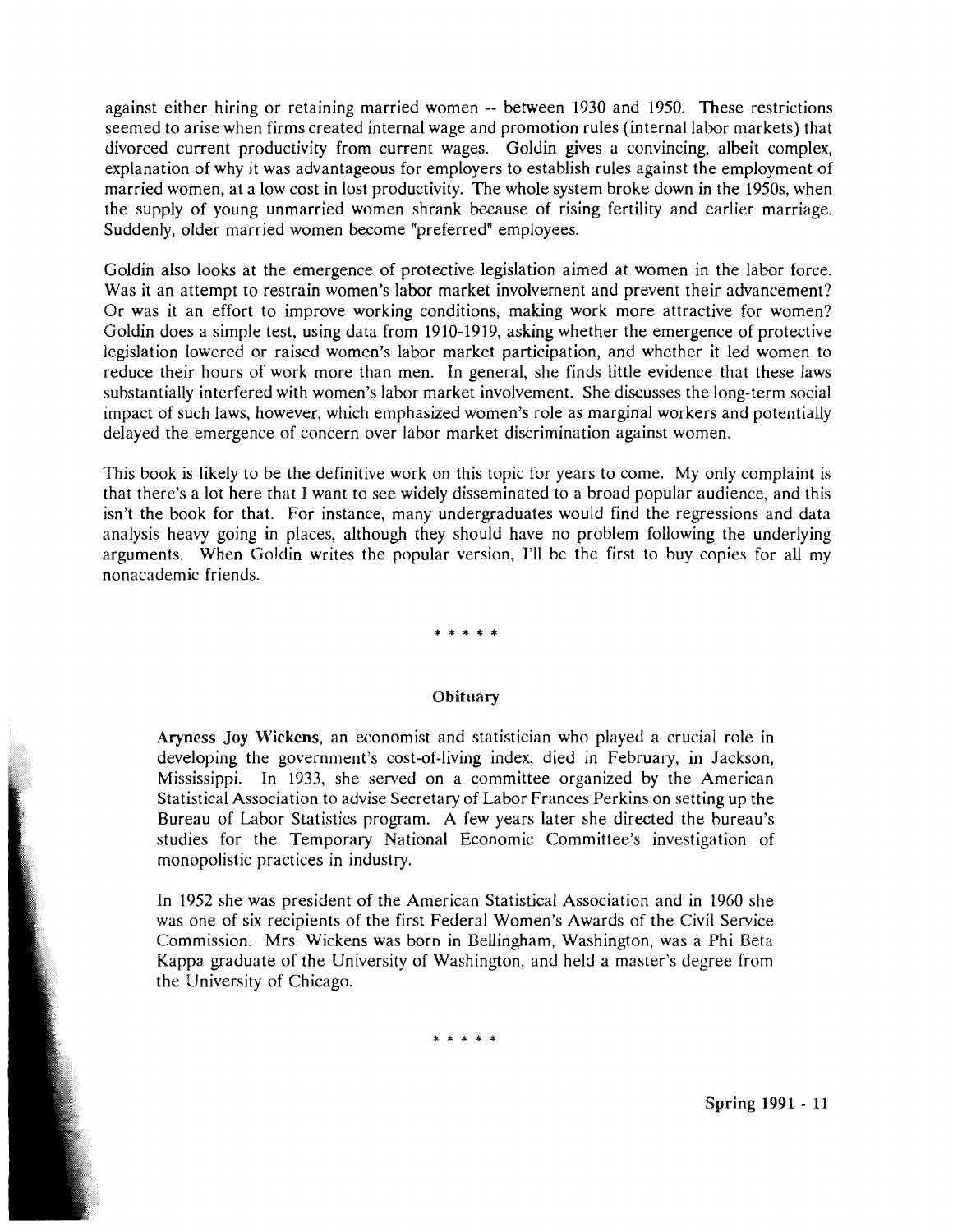against either hiring or retaining married women -- between 1930 and 1950. These restrictions seemed to arise when firms created internal wage and promotion rules (internal labor markets) that divorced current productivity from current wages. Goldin gives a convincing, albeit complex, explanation of why it was advantageous for employers to establish rules against the employment of married women, at a low cost in lost productivity. The whole system broke down in the 1950s, when the supply of young unmarried women shrank because of rising fertility and earlier marriage. Suddenly, older married women become "preferred" employees.

Goldin also looks at the emergence of protective legislation aimed at women in the labor force. Was it an attempt to restrain women's labor market involvement and prevent their advancement? Or was it an effort to improve working conditions, making work more attractive for women? Goldin does a simple test, using data from 1910-1919, asking whether the emergence of protective legislation lowered or raised women's labor market participation, and whether it led women to reduce their hours of work more than men. In general, she finds little evidence that these laws substantially interfered with women's labor market involvement. She discusses the long-term social impact of such laws, however, which emphasized women's role as marginal workers and potentially delayed the emergence of concern over labor market discrimination against women.

This book is likely to be the definitive work on this topic for years to come. My only complaint is that there's a lot here that I want to see widely disseminated to a broad popular audience, and this isn't the book for that. For instance, many undergraduates would find the regressions and data analysis heavy going in places, although they should have no problem following the underlying arguments. When Goldin writes the popular version, I'll be the first to buy copies for all my nonacademic friends.

\* \* \* \* \*

### Obituary

**Aryness Joy Wickens**, an economist and statistician who played a crucial role in developing the government's cost-of-living index, died in February, in Jackson, Mississippi. In 1933, she served on a committee organized by the American Statistical Association to advise Secretary of Labor Frances Perkins on setting up the Bureau of Labor Statistics program. A few years later she directed the bureau's studies for the Temporary National Economic Committee's investigation of monopolistic practices in industry.

In 1952 she was president of the American Statistical Association and in 1960 she was one of six recipients of the first Federal Women's Awards of the Civil Service Commission. Mrs. Wickens was born in Bellingham, Washington, was a Phi Beta Kappa graduate of the University of Washington, and held a master's degree from the University of Chicago.

\* \* \* \* \*